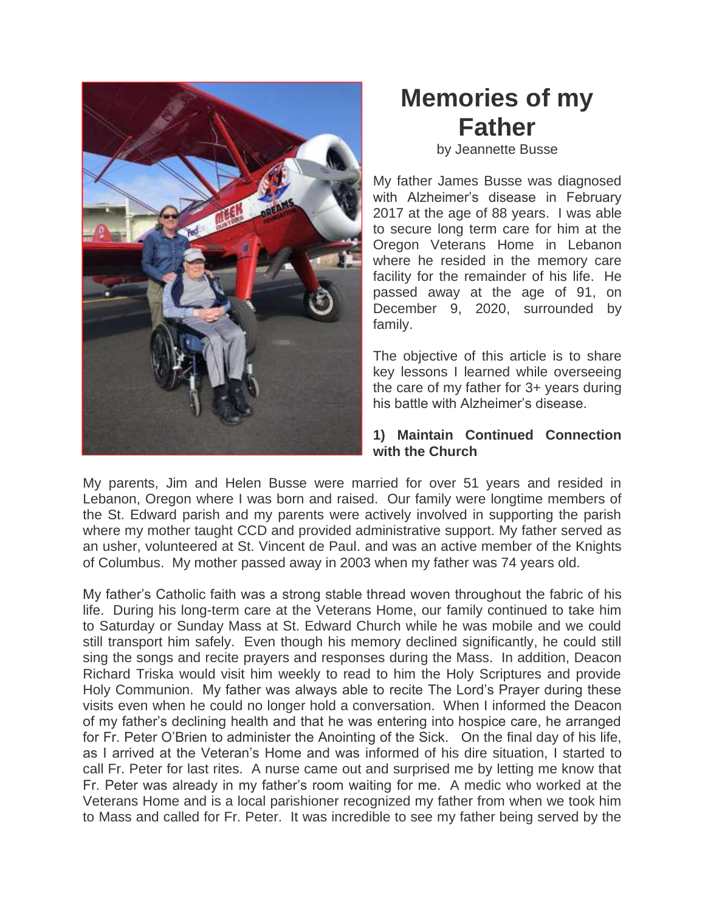# Memories of my Father

by Jeannette Busse

My father James Busse was diagnosed with Alzheimer's disease in February 2017 at the age of 88 years. I was able to secure long term care for him at the Oregon Veterans Home in Lebanon where he resided in the memory care facility for the remainder of his life. He passed away at the age of 91, on December 9, 2020, surrounded by family.

The objective of this article is to share key lessons I learned while overseeing the care of my father for 3+ years during his battle with Alzheimer's disease.

**1) Maintain Continued Connection with the Church**

My parents, Jim and Helen Busse were married for over 51 years and resided in Lebanon, Oregon where I was born and raised. Our family were longtime members of the St. Edward parish and my parents were actively involved in supporting the parish where my mother taught CCD and provided administrative support. My father served as an usher, volunteered at St. Vincent de Paul. and was an active member of the Knights of Columbus. My mother passed away in 2003 when my father was 74 years old.

My father's Catholic faith was a strong stable thread woven throughout the fabric of his life. During his long-term care at the Veterans Home, our family continued to take him to Saturday or Sunday Mass at St. Edward Church while he was mobile and we could still transport him safely. Even though his memory declined significantly, he could still sing the songs and recite prayers and responses during the Mass. In addition, Deacon Richard Triska would visit him weekly to read to him the Holy Scriptures and provide Holy Communion. My father was always able to recite The Lord's Prayer during these visits even when he could no longer hold a conversation. When I informed the Deacon of my father's declining health and that he was entering into hospice care, he arranged for Fr. Peter O'Brien to administer the Anointing of the Sick. On the final day of his life, as I arrived at the Veteran's Home and was informed of his dire situation, I started to call Fr. Peter for last rites. A nurse came out and surprised me by letting me know that Fr. Peter was already in my father's room waiting for me. A medic who worked at the Veterans Home and is a local parishioner recognized my father from when we took him to Mass and called for Fr. Peter. It was incredible to see my father being served by the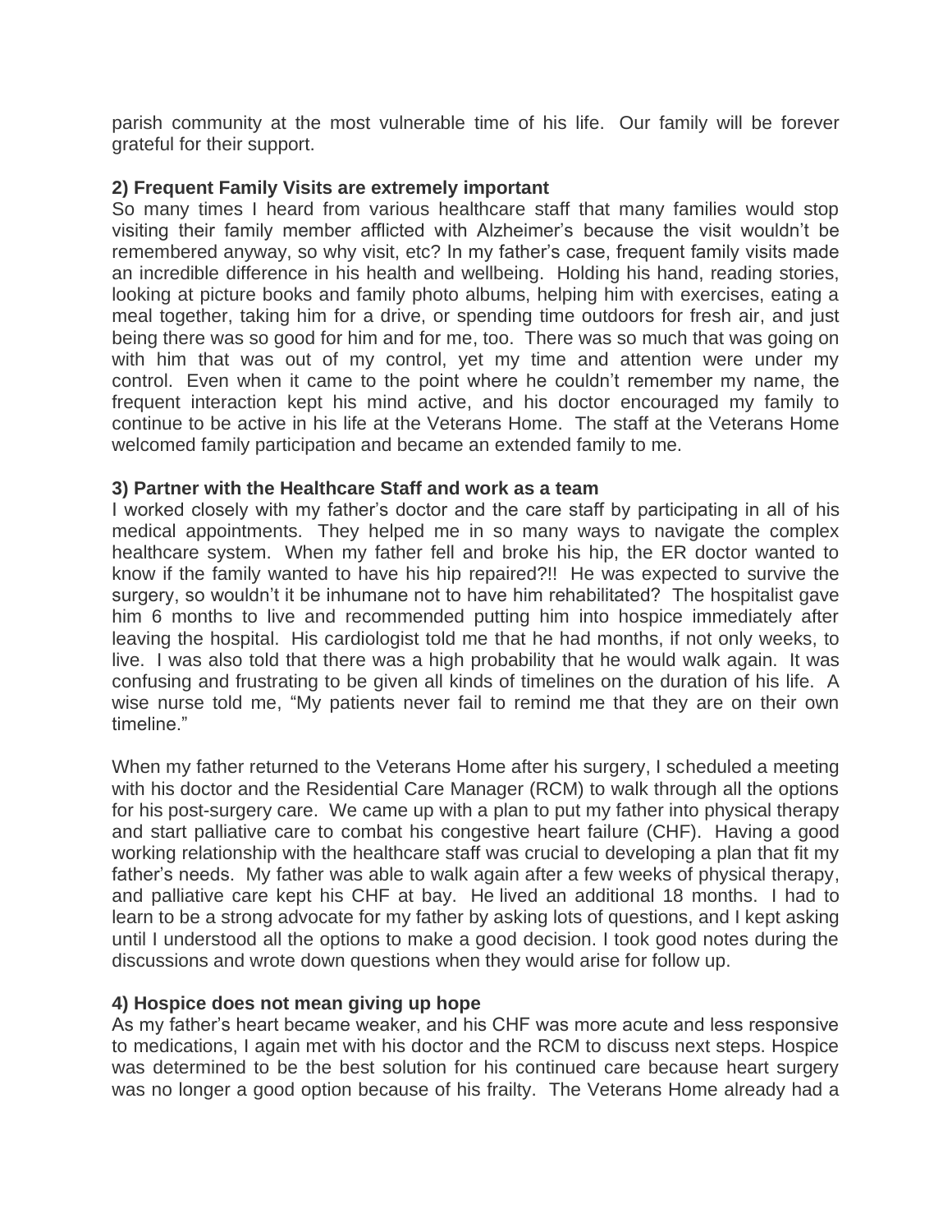parish community at the most vulnerable time of his life. Our family will be forever grateful for their support.

**2) Frequent Family Visits are extremely important**

So many times I heard from various healthcare staff that many families would stop visiting their family member afflicted with Alzheimer's because the visit wouldn't be remembered anyway, so why visit, etc? In my father's case, frequent family visits made an incredible difference in his health and wellbeing. Holding his hand, reading stories, looking at picture books and family photo albums, helping him with exercises, eating a meal together, taking him for a drive, or spending time outdoors for fresh air, and just being there was so good for him and for me, too. There was so much that was going on with him that was out of my control, yet my time and attention were under my control. Even when it came to the point where he couldn't remember my name, the frequent interaction kept his mind active, and his doctor encouraged my family to continue to be active in his life at the Veterans Home. The staff at the Veterans Home welcomed family participation and became an extended family to me.

**3) Partner with the Healthcare Staff and work as a team**

I worked closely with my father's doctor and the care staff by participating in all of his medical appointments. They helped me in so many ways to navigate the complex healthcare system. When my father fell and broke his hip, the ER doctor wanted to know if the family wanted to have his hip repaired?!! He was expected to survive the surgery, so wouldn't it be inhumane not to have him rehabilitated? The hospitalist gave him 6 months to live and recommended putting him into hospice immediately after leaving the hospital. His cardiologist told me that he had months, if not only weeks, to live. I was also told that there was a high probability that he would walk again. It was confusing and frustrating to be given all kinds of timelines on the duration of his life. A wise nurse told me, "My patients never fail to remind me that they are on their own timeline."

When my father returned to the Veterans Home after his surgery, I scheduled a meeting with his doctor and the Residential Care Manager (RCM) to walk through all the options for his post-surgery care. We came up with a plan to put my father into physical therapy and start palliative care to combat his congestive heart failure (CHF). Having a good working relationship with the healthcare staff was crucial to developing a plan that fit my father's needs. My father was able to walk again after a few weeks of physical therapy, and palliative care kept his CHF at bay. He lived an additional 18 months. I had to learn to be a strong advocate for my father by asking lots of questions, and I kept asking until I understood all the options to make a good decision. I took good notes during the discussions and wrote down questions when they would arise for follow up.

**4) Hospice does not mean giving up hope**

As my father's heart became weaker, and his CHF was more acute and less responsive to medications, I again met with his doctor and the RCM to discuss next steps. Hospice was determined to be the best solution for his continued care because heart surgery was no longer a good option because of his frailty. The Veterans Home already had a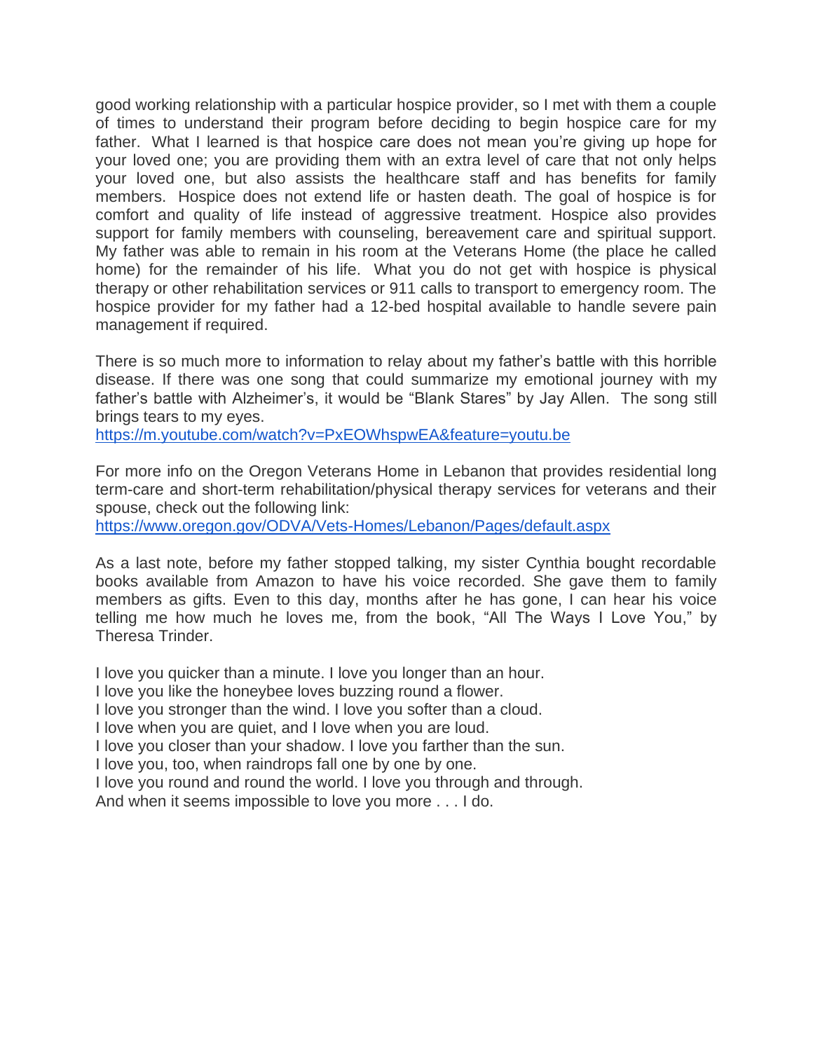good working relationship with a particular hospice provider, so I met with them a couple of times to understand their program before deciding to begin hospice care for my father. What I learned is that hospice care does not mean you're giving up hope for your loved one; you are providing them with an extra level of care that not only helps your loved one, but also assists the healthcare staff and has benefits for family members. Hospice does not extend life or hasten death. The goal of hospice is for comfort and quality of life instead of aggressive treatment. Hospice also provides support for family members with counseling, bereavement care and spiritual support. My father was able to remain in his room at the Veterans Home (the place he called home) for the remainder of his life. What you do not get with hospice is physical therapy or other rehabilitation services or 911 calls to transport to emergency room. The hospice provider for my father had a 12-bed hospital available to handle severe pain management if required.

There is so much more to information to relay about my father's battle with this horrible disease. If there was one song that could summarize my emotional journey with my father's battle with Alzheimer's, it would be "Blank Stares" by Jay Allen. The song still brings tears to my eyes.
https://m.youtube.com/watch?v=PxEOWhspwEA&feature=youtu.be

For more info on the Oregon Veterans Home in Lebanon that provides residential long term-care and short-term rehabilitation/physical therapy services for veterans and their spouse, check out the following link:
https://www.oregon.gov/ODVA/Vets-Homes/Lebanon/Pages/default.aspx

As a last note, before my father stopped talking, my sister Cynthia bought recordable books available from Amazon to have his voice recorded. She gave them to family members as gifts. Even to this day, months after he has gone, I can hear his voice telling me how much he loves me, from the book, "All The Ways I Love You," by Theresa Trinder.

I love you quicker than a minute. I love you longer than an hour.
I love you like the honeybee loves buzzing round a flower.
I love you stronger than the wind. I love you softer than a cloud.
I love when you are quiet, and I love when you are loud.
I love you closer than your shadow. I love you farther than the sun.
I love you, too, when raindrops fall one by one by one.
I love you round and round the world. I love you through and through.
And when it seems impossible to love you more . . . I do.